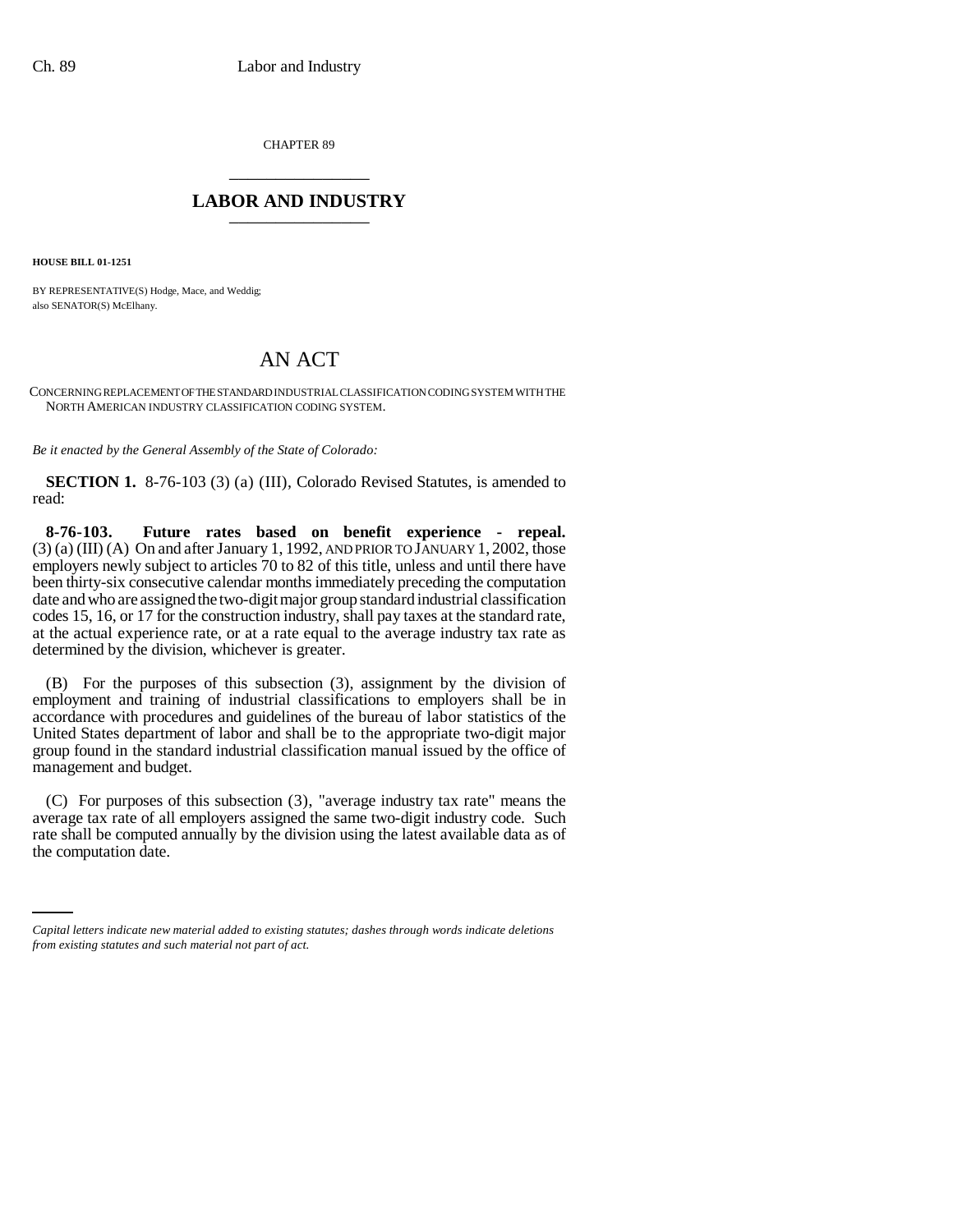CHAPTER 89

# LABOR AND INDUSTRY

**HOUSE BILL 01-1251**

BY REPRESENTATIVE(S) Hodge, Mace, and Weddig;
also SENATOR(S) McElhany.

# AN ACT

CONCERNING REPLACEMENT OF THE STANDARD INDUSTRIAL CLASSIFICATION CODING SYSTEM WITH THE NORTH AMERICAN INDUSTRY CLASSIFICATION CODING SYSTEM.

*Be it enacted by the General Assembly of the State of Colorado:*

**SECTION 1.** 8-76-103 (3) (a) (III), Colorado Revised Statutes, is amended to read:

**8-76-103. Future rates based on benefit experience - repeal.** (3) (a) (III) (A) On and after January 1, 1992, AND PRIOR TO JANUARY 1, 2002, those employers newly subject to articles 70 to 82 of this title, unless and until there have been thirty-six consecutive calendar months immediately preceding the computation date and who are assigned the two-digit major group standard industrial classification codes 15, 16, or 17 for the construction industry, shall pay taxes at the standard rate, at the actual experience rate, or at a rate equal to the average industry tax rate as determined by the division, whichever is greater.

(B) For the purposes of this subsection (3), assignment by the division of employment and training of industrial classifications to employers shall be in accordance with procedures and guidelines of the bureau of labor statistics of the United States department of labor and shall be to the appropriate two-digit major group found in the standard industrial classification manual issued by the office of management and budget.

(C) For purposes of this subsection (3), "average industry tax rate" means the average tax rate of all employers assigned the same two-digit industry code. Such rate shall be computed annually by the division using the latest available data as of the computation date.

*Capital letters indicate new material added to existing statutes; dashes through words indicate deletions from existing statutes and such material not part of act.*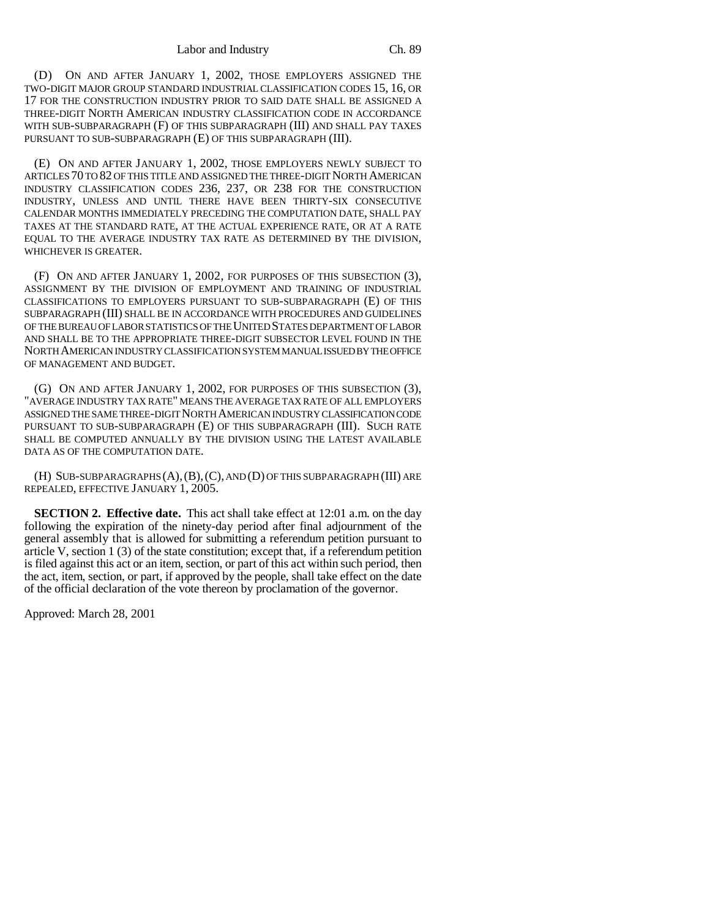(D) ON AND AFTER JANUARY 1, 2002, THOSE EMPLOYERS ASSIGNED THE TWO-DIGIT MAJOR GROUP STANDARD INDUSTRIAL CLASSIFICATION CODES 15, 16, OR 17 FOR THE CONSTRUCTION INDUSTRY PRIOR TO SAID DATE SHALL BE ASSIGNED A THREE-DIGIT NORTH AMERICAN INDUSTRY CLASSIFICATION CODE IN ACCORDANCE WITH SUB-SUBPARAGRAPH (F) OF THIS SUBPARAGRAPH (III) AND SHALL PAY TAXES PURSUANT TO SUB-SUBPARAGRAPH (E) OF THIS SUBPARAGRAPH (III).

(E) ON AND AFTER JANUARY 1, 2002, THOSE EMPLOYERS NEWLY SUBJECT TO ARTICLES 70 TO 82 OF THIS TITLE AND ASSIGNED THE THREE-DIGIT NORTH AMERICAN INDUSTRY CLASSIFICATION CODES 236, 237, OR 238 FOR THE CONSTRUCTION INDUSTRY, UNLESS AND UNTIL THERE HAVE BEEN THIRTY-SIX CONSECUTIVE CALENDAR MONTHS IMMEDIATELY PRECEDING THE COMPUTATION DATE, SHALL PAY TAXES AT THE STANDARD RATE, AT THE ACTUAL EXPERIENCE RATE, OR AT A RATE EQUAL TO THE AVERAGE INDUSTRY TAX RATE AS DETERMINED BY THE DIVISION, WHICHEVER IS GREATER.

(F) ON AND AFTER JANUARY 1, 2002, FOR PURPOSES OF THIS SUBSECTION (3), ASSIGNMENT BY THE DIVISION OF EMPLOYMENT AND TRAINING OF INDUSTRIAL CLASSIFICATIONS TO EMPLOYERS PURSUANT TO SUB-SUBPARAGRAPH (E) OF THIS SUBPARAGRAPH (III) SHALL BE IN ACCORDANCE WITH PROCEDURES AND GUIDELINES OF THE BUREAU OF LABOR STATISTICS OF THE UNITED STATES DEPARTMENT OF LABOR AND SHALL BE TO THE APPROPRIATE THREE-DIGIT SUBSECTOR LEVEL FOUND IN THE NORTH AMERICAN INDUSTRY CLASSIFICATION SYSTEM MANUAL ISSUED BY THE OFFICE OF MANAGEMENT AND BUDGET.

(G) ON AND AFTER JANUARY 1, 2002, FOR PURPOSES OF THIS SUBSECTION (3), "AVERAGE INDUSTRY TAX RATE" MEANS THE AVERAGE TAX RATE OF ALL EMPLOYERS ASSIGNED THE SAME THREE-DIGIT NORTH AMERICAN INDUSTRY CLASSIFICATION CODE PURSUANT TO SUB-SUBPARAGRAPH (E) OF THIS SUBPARAGRAPH (III). SUCH RATE SHALL BE COMPUTED ANNUALLY BY THE DIVISION USING THE LATEST AVAILABLE DATA AS OF THE COMPUTATION DATE.

(H) SUB-SUBPARAGRAPHS (A), (B), (C), AND (D) OF THIS SUBPARAGRAPH (III) ARE REPEALED, EFFECTIVE JANUARY 1, 2005.

**SECTION 2. Effective date.** This act shall take effect at 12:01 a.m. on the day following the expiration of the ninety-day period after final adjournment of the general assembly that is allowed for submitting a referendum petition pursuant to article V, section 1 (3) of the state constitution; except that, if a referendum petition is filed against this act or an item, section, or part of this act within such period, then the act, item, section, or part, if approved by the people, shall take effect on the date of the official declaration of the vote thereon by proclamation of the governor.

Approved: March 28, 2001